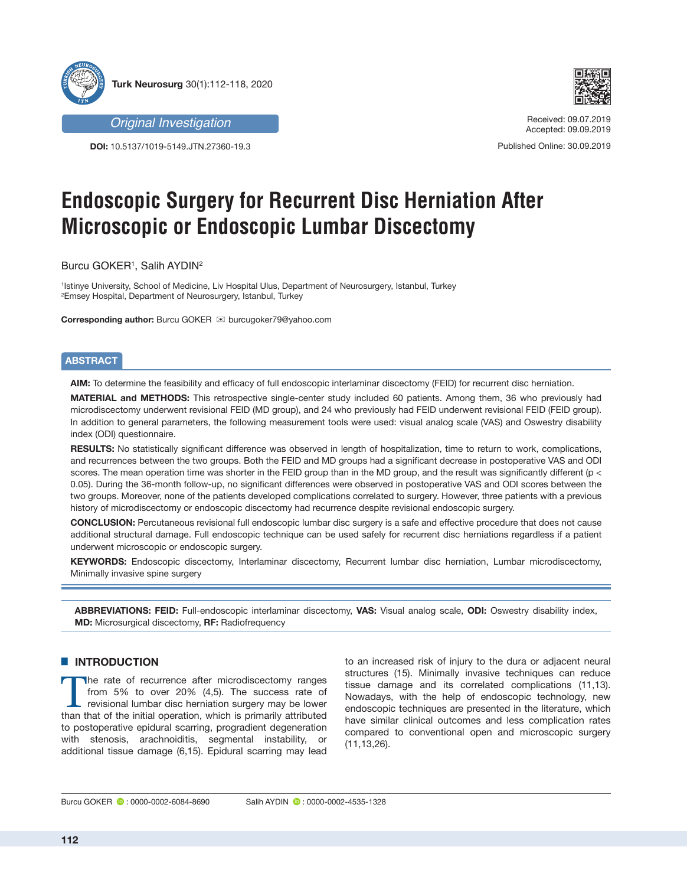Original Investigation

DOI: 10.5137/1019-5149.JTN.27360-19.3

Received: 09.07.2019
Accepted: 09.09.2019

Published Online: 30.09.2019

# Endoscopic Surgery for Recurrent Disc Herniation After Microscopic or Endoscopic Lumbar Discectomy

Burcu GOKER[1], Salih AYDIN[2]

[1]Istinye University, School of Medicine, Liv Hospital Ulus, Department of Neurosurgery, Istanbul, Turkey
[2]Emsey Hospital, Department of Neurosurgery, Istanbul, Turkey

**Corresponding author:** Burcu GOKER ✉ burcugoker79@yahoo.com

## ABSTRACT

**AIM:** To determine the feasibility and efficacy of full endoscopic interlaminar discectomy (FEID) for recurrent disc herniation.

**MATERIAL and METHODS:** This retrospective single-center study included 60 patients. Among them, 36 who previously had microdiscectomy underwent revisional FEID (MD group), and 24 who previously had FEID underwent revisional FEID (FEID group). In addition to general parameters, the following measurement tools were used: visual analog scale (VAS) and Oswestry disability index (ODI) questionnaire.

**RESULTS:** No statistically significant difference was observed in length of hospitalization, time to return to work, complications, and recurrences between the two groups. Both the FEID and MD groups had a significant decrease in postoperative VAS and ODI scores. The mean operation time was shorter in the FEID group than in the MD group, and the result was significantly different ($p < 0.05$). During the 36-month follow-up, no significant differences were observed in postoperative VAS and ODI scores between the two groups. Moreover, none of the patients developed complications correlated to surgery. However, three patients with a previous history of microdiscectomy or endoscopic discectomy had recurrence despite revisional endoscopic surgery.

**CONCLUSION:** Percutaneous revisional full endoscopic lumbar disc surgery is a safe and effective procedure that does not cause additional structural damage. Full endoscopic technique can be used safely for recurrent disc herniations regardless if a patient underwent microscopic or endoscopic surgery.

**KEYWORDS:** Endoscopic discectomy, Interlaminar discectomy, Recurrent lumbar disc herniation, Lumbar microdiscectomy, Minimally invasive spine surgery

**ABBREVIATIONS: FEID:** Full-endoscopic interlaminar discectomy, **VAS:** Visual analog scale, **ODI:** Oswestry disability index, **MD:** Microsurgical discectomy, **RF:** Radiofrequency

## INTRODUCTION

The rate of recurrence after microdiscectomy ranges from 5% to over 20% (4,5). The success rate of revisional lumbar disc herniation surgery may be lower than that of the initial operation, which is primarily attributed to postoperative epidural scarring, progradient degeneration with stenosis, arachnoiditis, segmental instability, or additional tissue damage (6,15). Epidural scarring may lead to an increased risk of injury to the dura or adjacent neural structures (15). Minimally invasive techniques can reduce tissue damage and its correlated complications (11,13). Nowadays, with the help of endoscopic technology, new endoscopic techniques are presented in the literature, which have similar clinical outcomes and less complication rates compared to conventional open and microscopic surgery (11,13,26).

Burcu GOKER : 0000-0002-6084-8690 Salih AYDIN : 0000-0002-4535-1328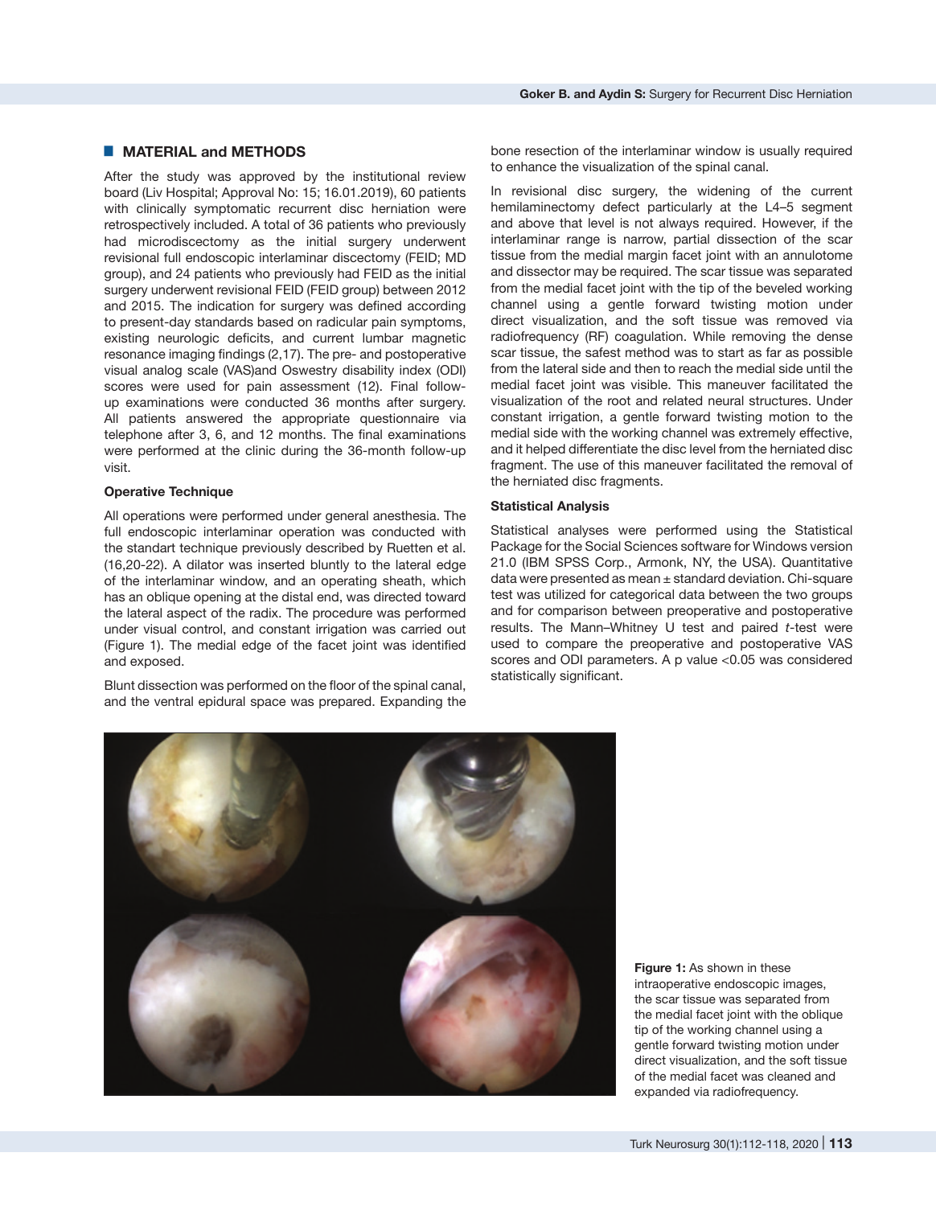## MATERIAL and METHODS

After the study was approved by the institutional review board (Liv Hospital; Approval No: 15; 16.01.2019), 60 patients with clinically symptomatic recurrent disc herniation were retrospectively included. A total of 36 patients who previously had microdiscectomy as the initial surgery underwent revisional full endoscopic interlaminar discectomy (FEID; MD group), and 24 patients who previously had FEID as the initial surgery underwent revisional FEID (FEID group) between 2012 and 2015. The indication for surgery was defined according to present-day standards based on radicular pain symptoms, existing neurologic deficits, and current lumbar magnetic resonance imaging findings (2,17). The pre- and postoperative visual analog scale (VAS)and Oswestry disability index (ODI) scores were used for pain assessment (12). Final follow-up examinations were conducted 36 months after surgery. All patients answered the appropriate questionnaire via telephone after 3, 6, and 12 months. The final examinations were performed at the clinic during the 36-month follow-up visit.

### Operative Technique

All operations were performed under general anesthesia. The full endoscopic interlaminar operation was conducted with the standart technique previously described by Ruetten et al. (16,20-22). A dilator was inserted bluntly to the lateral edge of the interlaminar window, and an operating sheath, which has an oblique opening at the distal end, was directed toward the lateral aspect of the radix. The procedure was performed under visual control, and constant irrigation was carried out (Figure 1). The medial edge of the facet joint was identified and exposed.

Blunt dissection was performed on the floor of the spinal canal, and the ventral epidural space was prepared. Expanding the bone resection of the interlaminar window is usually required to enhance the visualization of the spinal canal.

In revisional disc surgery, the widening of the current hemilaminectomy defect particularly at the L4–5 segment and above that level is not always required. However, if the interlaminar range is narrow, partial dissection of the scar tissue from the medial margin facet joint with an annulotome and dissector may be required. The scar tissue was separated from the medial facet joint with the tip of the beveled working channel using a gentle forward twisting motion under direct visualization, and the soft tissue was removed via radiofrequency (RF) coagulation. While removing the dense scar tissue, the safest method was to start as far as possible from the lateral side and then to reach the medial side until the medial facet joint was visible. This maneuver facilitated the visualization of the root and related neural structures. Under constant irrigation, a gentle forward twisting motion to the medial side with the working channel was extremely effective, and it helped differentiate the disc level from the herniated disc fragment. The use of this maneuver facilitated the removal of the herniated disc fragments.

### Statistical Analysis

Statistical analyses were performed using the Statistical Package for the Social Sciences software for Windows version 21.0 (IBM SPSS Corp., Armonk, NY, the USA). Quantitative data were presented as mean ± standard deviation. Chi-square test was utilized for categorical data between the two groups and for comparison between preoperative and postoperative results. The Mann–Whitney U test and paired *t*-test were used to compare the preoperative and postoperative VAS scores and ODI parameters. A p value <0.05 was considered statistically significant.

**Figure 1:** As shown in these intraoperative endoscopic images, the scar tissue was separated from the medial facet joint with the oblique tip of the working channel using a gentle forward twisting motion under direct visualization, and the soft tissue of the medial facet was cleaned and expanded via radiofrequency.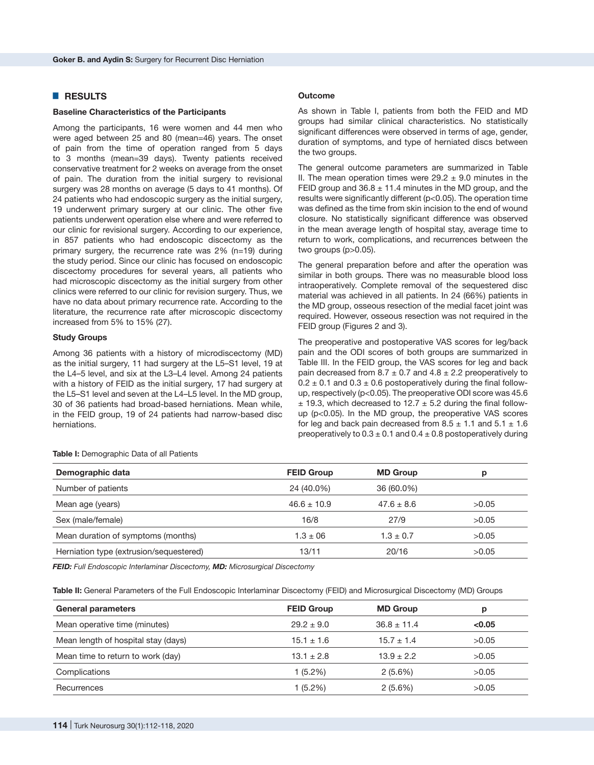## RESULTS

### Baseline Characteristics of the Participants

Among the participants, 16 were women and 44 men who were aged between 25 and 80 (mean=46) years. The onset of pain from the time of operation ranged from 5 days to 3 months (mean=39 days). Twenty patients received conservative treatment for 2 weeks on average from the onset of pain. The duration from the initial surgery to revisional surgery was 28 months on average (5 days to 41 months). Of 24 patients who had endoscopic surgery as the initial surgery, 19 underwent primary surgery at our clinic. The other five patients underwent operation else where and were referred to our clinic for revisional surgery. According to our experience, in 857 patients who had endoscopic discectomy as the primary surgery, the recurrence rate was 2% (n=19) during the study period. Since our clinic has focused on endoscopic discectomy procedures for several years, all patients who had microscopic discectomy as the initial surgery from other clinics were referred to our clinic for revision surgery. Thus, we have no data about primary recurrence rate. According to the literature, the recurrence rate after microscopic discectomy increased from 5% to 15% (27).

### Study Groups

Among 36 patients with a history of microdiscectomy (MD) as the initial surgery, 11 had surgery at the L5–S1 level, 19 at the L4–5 level, and six at the L3–L4 level. Among 24 patients with a history of FEID as the initial surgery, 17 had surgery at the L5–S1 level and seven at the L4–L5 level. In the MD group, 30 of 36 patients had broad-based herniations. Mean while, in the FEID group, 19 of 24 patients had narrow-based disc herniations.

### Outcome

As shown in Table I, patients from both the FEID and MD groups had similar clinical characteristics. No statistically significant differences were observed in terms of age, gender, duration of symptoms, and type of herniated discs between the two groups.

The general outcome parameters are summarized in Table II. The mean operation times were 29.2 ± 9.0 minutes in the FEID group and 36.8 ± 11.4 minutes in the MD group, and the results were significantly different ($p<0.05$). The operation time was defined as the time from skin incision to the end of wound closure. No statistically significant difference was observed in the mean average length of hospital stay, average time to return to work, complications, and recurrences between the two groups ($p>0.05$).

The general preparation before and after the operation was similar in both groups. There was no measurable blood loss intraoperatively. Complete removal of the sequestered disc material was achieved in all patients. In 24 (66%) patients in the MD group, osseous resection of the medial facet joint was required. However, osseous resection was not required in the FEID group (Figures 2 and 3).

The preoperative and postoperative VAS scores for leg/back pain and the ODI scores of both groups are summarized in Table III. In the FEID group, the VAS scores for leg and back pain decreased from 8.7 ± 0.7 and 4.8 ± 2.2 preoperatively to 0.2 ± 0.1 and 0.3 ± 0.6 postoperatively during the final follow-up, respectively ($p<0.05$). The preoperative ODI score was 45.6 ± 19.3, which decreased to 12.7 ± 5.2 during the final follow-up ($p<0.05$). In the MD group, the preoperative VAS scores for leg and back pain decreased from 8.5 ± 1.1 and 5.1 ± 1.6 preoperatively to 0.3 ± 0.1 and 0.4 ± 0.8 postoperatively during

**Table I:** Demographic Data of all Patients

| Demographic data | FEID Group | MD Group | p |
|---|---|---|---|
| Number of patients | 24 (40.0%) | 36 (60.0%) | |
| Mean age (years) | 46.6 ± 10.9 | 47.6 ± 8.6 | >0.05 |
| Sex (male/female) | 16/8 | 27/9 | >0.05 |
| Mean duration of symptoms (months) | 1.3 ± 06 | 1.3 ± 0.7 | >0.05 |
| Herniation type (extrusion/sequestered) | 13/11 | 20/16 | >0.05 |

***FEID:** Full Endoscopic Interlaminar Discectomy, **MD:** Microsurgical Discectomy*

**Table II:** General Parameters of the Full Endoscopic Interlaminar Discectomy (FEID) and Microsurgical Discectomy (MD) Groups

| General parameters | FEID Group | MD Group | p |
|---|---|---|---|
| Mean operative time (minutes) | 29.2 ± 9.0 | 36.8 ± 11.4 | **<0.05** |
| Mean length of hospital stay (days) | 15.1 ± 1.6 | 15.7 ± 1.4 | >0.05 |
| Mean time to return to work (day) | 13.1 ± 2.8 | 13.9 ± 2.2 | >0.05 |
| Complications | 1 (5.2%) | 2 (5.6%) | >0.05 |
| Recurrences | 1 (5.2%) | 2 (5.6%) | >0.05 |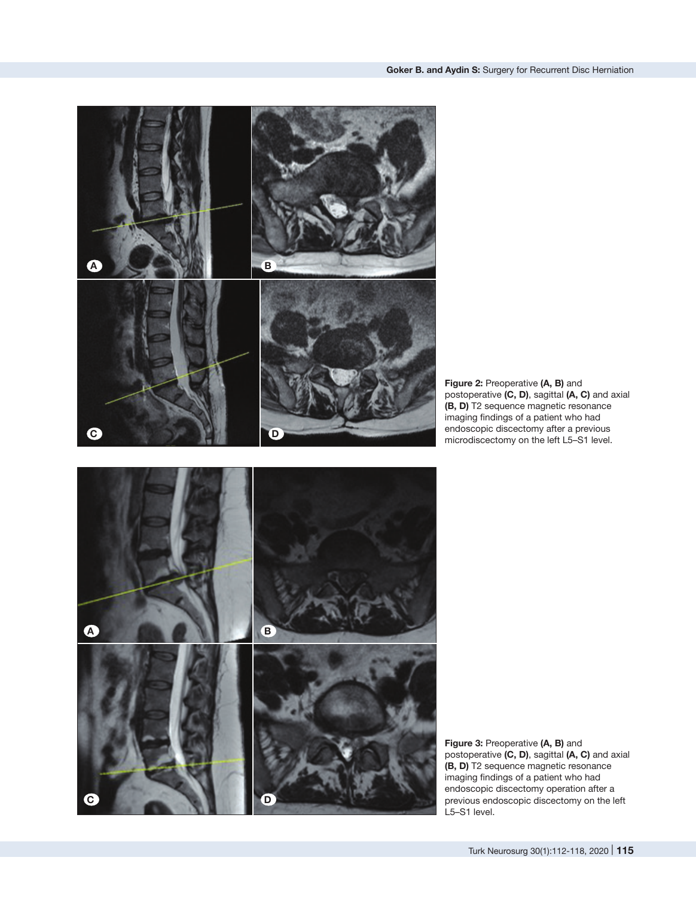**Figure 2:** Preoperative **(A, B)** and postoperative **(C, D)**, sagittal **(A, C)** and axial **(B, D)** T2 sequence magnetic resonance imaging findings of a patient who had endoscopic discectomy after a previous microdiscectomy on the left L5–S1 level.

**Figure 3:** Preoperative **(A, B)** and postoperative **(C, D)**, sagittal **(A, C)** and axial **(B, D)** T2 sequence magnetic resonance imaging findings of a patient who had endoscopic discectomy operation after a previous endoscopic discectomy on the left L5–S1 level.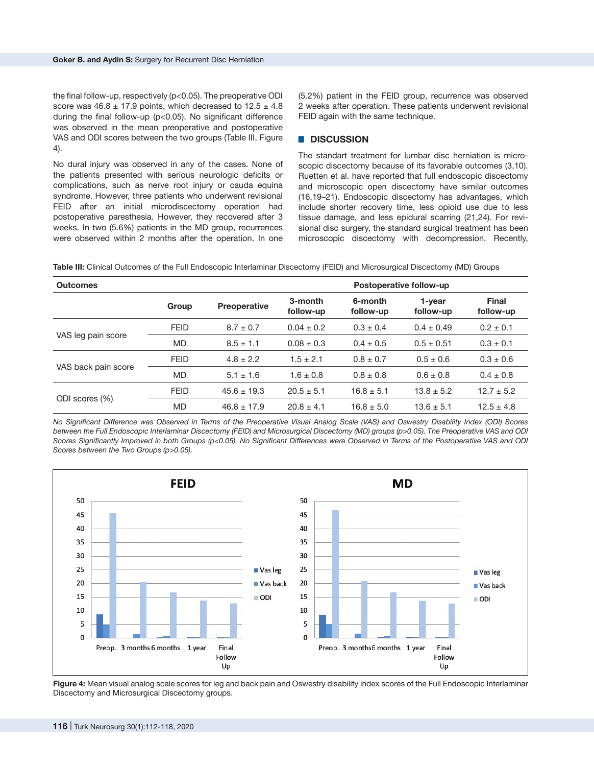the final follow-up, respectively (p<0.05). The preoperative ODI score was 46.8 ± 17.9 points, which decreased to 12.5 ± 4.8 during the final follow-up (p<0.05). No significant difference was observed in the mean preoperative and postoperative VAS and ODI scores between the two groups (Table III, Figure 4).

No dural injury was observed in any of the cases. None of the patients presented with serious neurologic deficits or complications, such as nerve root injury or cauda equina syndrome. However, three patients who underwent revisional FEID after an initial microdiscectomy operation had postoperative paresthesia. However, they recovered after 3 weeks. In two (5.6%) patients in the MD group, recurrences were observed within 2 months after the operation. In one (5.2%) patient in the FEID group, recurrence was observed 2 weeks after operation. These patients underwent revisional FEID again with the same technique.

## DISCUSSION

The standart treatment for lumbar disc herniation is microscopic discectomy because of its favorable outcomes (3,10). Ruetten et al. have reported that full endoscopic discectomy and microscopic open discectomy have similar outcomes (16,19–21). Endoscopic discectomy has advantages, which include shorter recovery time, less opioid use due to less tissue damage, and less epidural scarring (21,24). For revisional disc surgery, the standard surgical treatment has been microscopic discectomy with decompression. Recently,

**Table III:** Clinical Outcomes of the Full Endoscopic Interlaminar Discectomy (FEID) and Microsurgical Discectomy (MD) Groups

| Outcomes | | | Postoperative follow-up | | | |
|---|---|---|---|---|---|---|
| | Group | Preoperative | 3-month follow-up | 6-month follow-up | 1-year follow-up | Final follow-up |
| VAS leg pain score | FEID | 8.7 ± 0.7 | 0.04 ± 0.2 | 0.3 ± 0.4 | 0.4 ± 0.49 | 0.2 ± 0.1 |
| | MD | 8.5 ± 1.1 | 0.08 ± 0.3 | 0.4 ± 0.5 | 0.5 ± 0.51 | 0.3 ± 0.1 |
| VAS back pain score | FEID | 4.8 ± 2.2 | 1.5 ± 2.1 | 0.8 ± 0.7 | 0.5 ± 0.6 | 0.3 ± 0.6 |
| | MD | 5.1 ± 1.6 | 1.6 ± 0.8 | 0.8 ± 0.8 | 0.6 ± 0.8 | 0.4 ± 0.8 |
| ODI scores (%) | FEID | 45.6 ± 19.3 | 20.5 ± 5.1 | 16.8 ± 5.1 | 13.8 ± 5.2 | 12.7 ± 5.2 |
| | MD | 46.8 ± 17.9 | 20.8 ± 4.1 | 16.8 ± 5.0 | 13.6 ± 5.1 | 12.5 ± 4.8 |

*No Significant Difference was Observed in Terms of the Preoperative Visual Analog Scale (VAS) and Oswestry Disability Index (ODI) Scores between the Full Endoscopic Interlaminar Discectomy (FEID) and Microsurgical Discectomy (MD) groups (p>0.05). The Preoperative VAS and ODI Scores Significantly Improved in both Groups (p<0.05). No Significant Differences were Observed in Terms of the Postoperative VAS and ODI Scores between the Two Groups (p>0.05).*

**Figure 4:** Mean visual analog scale scores for leg and back pain and Oswestry disability index scores of the Full Endoscopic Interlaminar Discectomy and Microsurgical Discectomy groups.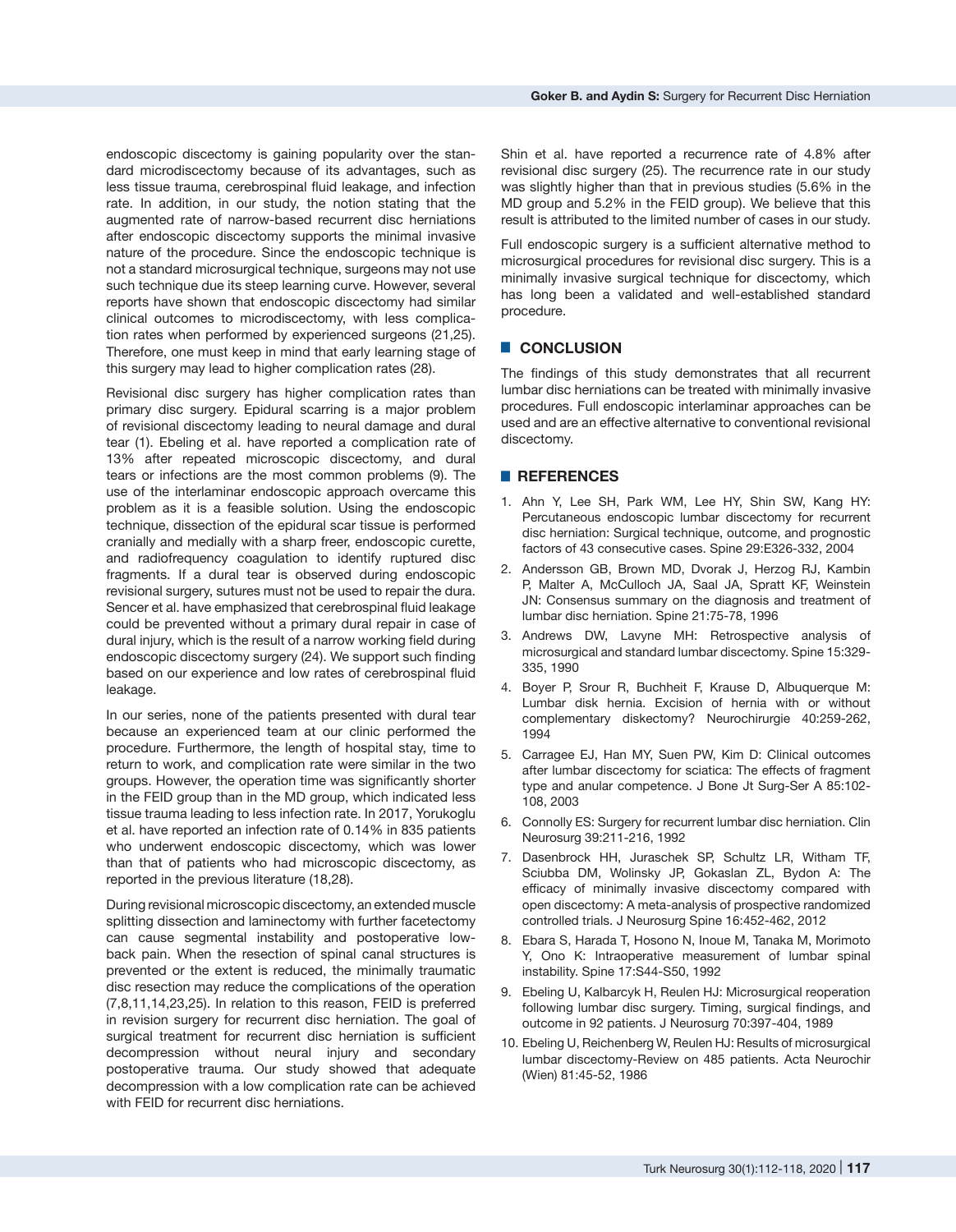endoscopic discectomy is gaining popularity over the standard microdiscectomy because of its advantages, such as less tissue trauma, cerebrospinal fluid leakage, and infection rate. In addition, in our study, the notion stating that the augmented rate of narrow-based recurrent disc herniations after endoscopic discectomy supports the minimal invasive nature of the procedure. Since the endoscopic technique is not a standard microsurgical technique, surgeons may not use such technique due its steep learning curve. However, several reports have shown that endoscopic discectomy had similar clinical outcomes to microdiscectomy, with less complication rates when performed by experienced surgeons (21,25). Therefore, one must keep in mind that early learning stage of this surgery may lead to higher complication rates (28).

Revisional disc surgery has higher complication rates than primary disc surgery. Epidural scarring is a major problem of revisional discectomy leading to neural damage and dural tear (1). Ebeling et al. have reported a complication rate of 13% after repeated microscopic discectomy, and dural tears or infections are the most common problems (9). The use of the interlaminar endoscopic approach overcame this problem as it is a feasible solution. Using the endoscopic technique, dissection of the epidural scar tissue is performed cranially and medially with a sharp freer, endoscopic curette, and radiofrequency coagulation to identify ruptured disc fragments. If a dural tear is observed during endoscopic revisional surgery, sutures must not be used to repair the dura. Sencer et al. have emphasized that cerebrospinal fluid leakage could be prevented without a primary dural repair in case of dural injury, which is the result of a narrow working field during endoscopic discectomy surgery (24). We support such finding based on our experience and low rates of cerebrospinal fluid leakage.

In our series, none of the patients presented with dural tear because an experienced team at our clinic performed the procedure. Furthermore, the length of hospital stay, time to return to work, and complication rate were similar in the two groups. However, the operation time was significantly shorter in the FEID group than in the MD group, which indicated less tissue trauma leading to less infection rate. In 2017, Yorukoglu et al. have reported an infection rate of 0.14% in 835 patients who underwent endoscopic discectomy, which was lower than that of patients who had microscopic discectomy, as reported in the previous literature (18,28).

During revisional microscopic discectomy, an extended muscle splitting dissection and laminectomy with further facetectomy can cause segmental instability and postoperative low-back pain. When the resection of spinal canal structures is prevented or the extent is reduced, the minimally traumatic disc resection may reduce the complications of the operation (7,8,11,14,23,25). In relation to this reason, FEID is preferred in revision surgery for recurrent disc herniation. The goal of surgical treatment for recurrent disc herniation is sufficient decompression without neural injury and secondary postoperative trauma. Our study showed that adequate decompression with a low complication rate can be achieved with FEID for recurrent disc herniations.

Shin et al. have reported a recurrence rate of 4.8% after revisional disc surgery (25). The recurrence rate in our study was slightly higher than that in previous studies (5.6% in the MD group and 5.2% in the FEID group). We believe that this result is attributed to the limited number of cases in our study.

Full endoscopic surgery is a sufficient alternative method to microsurgical procedures for revisional disc surgery. This is a minimally invasive surgical technique for discectomy, which has long been a validated and well-established standard procedure.

## CONCLUSION

The findings of this study demonstrates that all recurrent lumbar disc herniations can be treated with minimally invasive procedures. Full endoscopic interlaminar approaches can be used and are an effective alternative to conventional revisional discectomy.

## REFERENCES

1. Ahn Y, Lee SH, Park WM, Lee HY, Shin SW, Kang HY: Percutaneous endoscopic lumbar discectomy for recurrent disc herniation: Surgical technique, outcome, and prognostic factors of 43 consecutive cases. Spine 29:E326-332, 2004
2. Andersson GB, Brown MD, Dvorak J, Herzog RJ, Kambin P, Malter A, McCulloch JA, Saal JA, Spratt KF, Weinstein JN: Consensus summary on the diagnosis and treatment of lumbar disc herniation. Spine 21:75-78, 1996
3. Andrews DW, Lavyne MH: Retrospective analysis of microsurgical and standard lumbar discectomy. Spine 15:329-335, 1990
4. Boyer P, Srour R, Buchheit F, Krause D, Albuquerque M: Lumbar disk hernia. Excision of hernia with or without complementary diskectomy? Neurochirurgie 40:259-262, 1994
5. Carragee EJ, Han MY, Suen PW, Kim D: Clinical outcomes after lumbar discectomy for sciatica: The effects of fragment type and anular competence. J Bone Jt Surg-Ser A 85:102-108, 2003
6. Connolly ES: Surgery for recurrent lumbar disc herniation. Clin Neurosurg 39:211-216, 1992
7. Dasenbrock HH, Juraschek SP, Schultz LR, Witham TF, Sciubba DM, Wolinsky JP, Gokaslan ZL, Bydon A: The efficacy of minimally invasive discectomy compared with open discectomy: A meta-analysis of prospective randomized controlled trials. J Neurosurg Spine 16:452-462, 2012
8. Ebara S, Harada T, Hosono N, Inoue M, Tanaka M, Morimoto Y, Ono K: Intraoperative measurement of lumbar spinal instability. Spine 17:S44-S50, 1992
9. Ebeling U, Kalbarcyk H, Reulen HJ: Microsurgical reoperation following lumbar disc surgery. Timing, surgical findings, and outcome in 92 patients. J Neurosurg 70:397-404, 1989
10. Ebeling U, Reichenberg W, Reulen HJ: Results of microsurgical lumbar discectomy-Review on 485 patients. Acta Neurochir (Wien) 81:45-52, 1986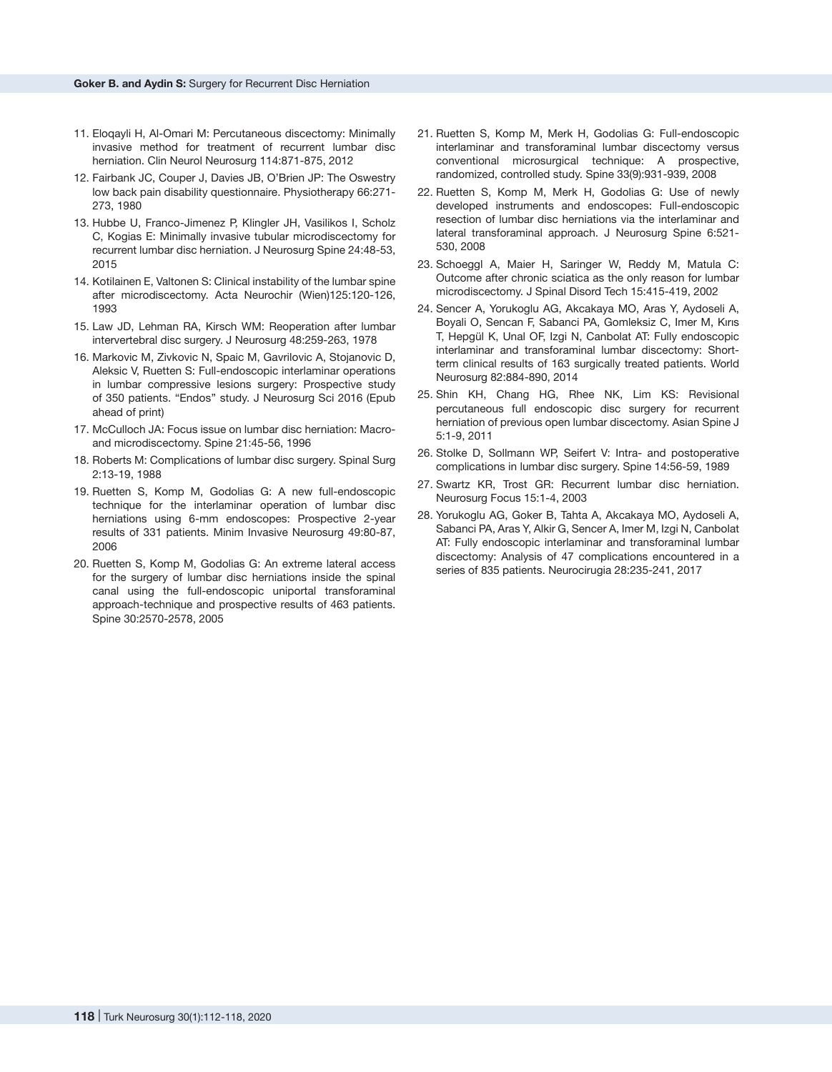11. Eloqayli H, Al-Omari M: Percutaneous discectomy: Minimally invasive method for treatment of recurrent lumbar disc herniation. Clin Neurol Neurosurg 114:871-875, 2012
12. Fairbank JC, Couper J, Davies JB, O'Brien JP: The Oswestry low back pain disability questionnaire. Physiotherapy 66:271-273, 1980
13. Hubbe U, Franco-Jimenez P, Klingler JH, Vasilikos I, Scholz C, Kogias E: Minimally invasive tubular microdiscectomy for recurrent lumbar disc herniation. J Neurosurg Spine 24:48-53, 2015
14. Kotilainen E, Valtonen S: Clinical instability of the lumbar spine after microdiscectomy. Acta Neurochir (Wien)125:120-126, 1993
15. Law JD, Lehman RA, Kirsch WM: Reoperation after lumbar intervertebral disc surgery. J Neurosurg 48:259-263, 1978
16. Markovic M, Zivkovic N, Spaic M, Gavrilovic A, Stojanovic D, Aleksic V, Ruetten S: Full-endoscopic interlaminar operations in lumbar compressive lesions surgery: Prospective study of 350 patients. "Endos" study. J Neurosurg Sci 2016 (Epub ahead of print)
17. McCulloch JA: Focus issue on lumbar disc herniation: Macro- and microdiscectomy. Spine 21:45-56, 1996
18. Roberts M: Complications of lumbar disc surgery. Spinal Surg 2:13-19, 1988
19. Ruetten S, Komp M, Godolias G: A new full-endoscopic technique for the interlaminar operation of lumbar disc herniations using 6-mm endoscopes: Prospective 2-year results of 331 patients. Minim Invasive Neurosurg 49:80-87, 2006
20. Ruetten S, Komp M, Godolias G: An extreme lateral access for the surgery of lumbar disc herniations inside the spinal canal using the full-endoscopic uniportal transforaminal approach-technique and prospective results of 463 patients. Spine 30:2570-2578, 2005
21. Ruetten S, Komp M, Merk H, Godolias G: Full-endoscopic interlaminar and transforaminal lumbar discectomy versus conventional microsurgical technique: A prospective, randomized, controlled study. Spine 33(9):931-939, 2008
22. Ruetten S, Komp M, Merk H, Godolias G: Use of newly developed instruments and endoscopes: Full-endoscopic resection of lumbar disc herniations via the interlaminar and lateral transforaminal approach. J Neurosurg Spine 6:521-530, 2008
23. Schoeggl A, Maier H, Saringer W, Reddy M, Matula C: Outcome after chronic sciatica as the only reason for lumbar microdiscectomy. J Spinal Disord Tech 15:415-419, 2002
24. Sencer A, Yorukoglu AG, Akcakaya MO, Aras Y, Aydoseli A, Boyali O, Sencan F, Sabanci PA, Gomleksiz C, Imer M, Kırıs T, Hepgül K, Unal OF, Izgi N, Canbolat AT: Fully endoscopic interlaminar and transforaminal lumbar discectomy: Short-term clinical results of 163 surgically treated patients. World Neurosurg 82:884-890, 2014
25. Shin KH, Chang HG, Rhee NK, Lim KS: Revisional percutaneous full endoscopic disc surgery for recurrent herniation of previous open lumbar discectomy. Asian Spine J 5:1-9, 2011
26. Stolke D, Sollmann WP, Seifert V: Intra- and postoperative complications in lumbar disc surgery. Spine 14:56-59, 1989
27. Swartz KR, Trost GR: Recurrent lumbar disc herniation. Neurosurg Focus 15:1-4, 2003
28. Yorukoglu AG, Goker B, Tahta A, Akcakaya MO, Aydoseli A, Sabanci PA, Aras Y, Alkir G, Sencer A, Imer M, Izgi N, Canbolat AT: Fully endoscopic interlaminar and transforaminal lumbar discectomy: Analysis of 47 complications encountered in a series of 835 patients. Neurocirugia 28:235-241, 2017